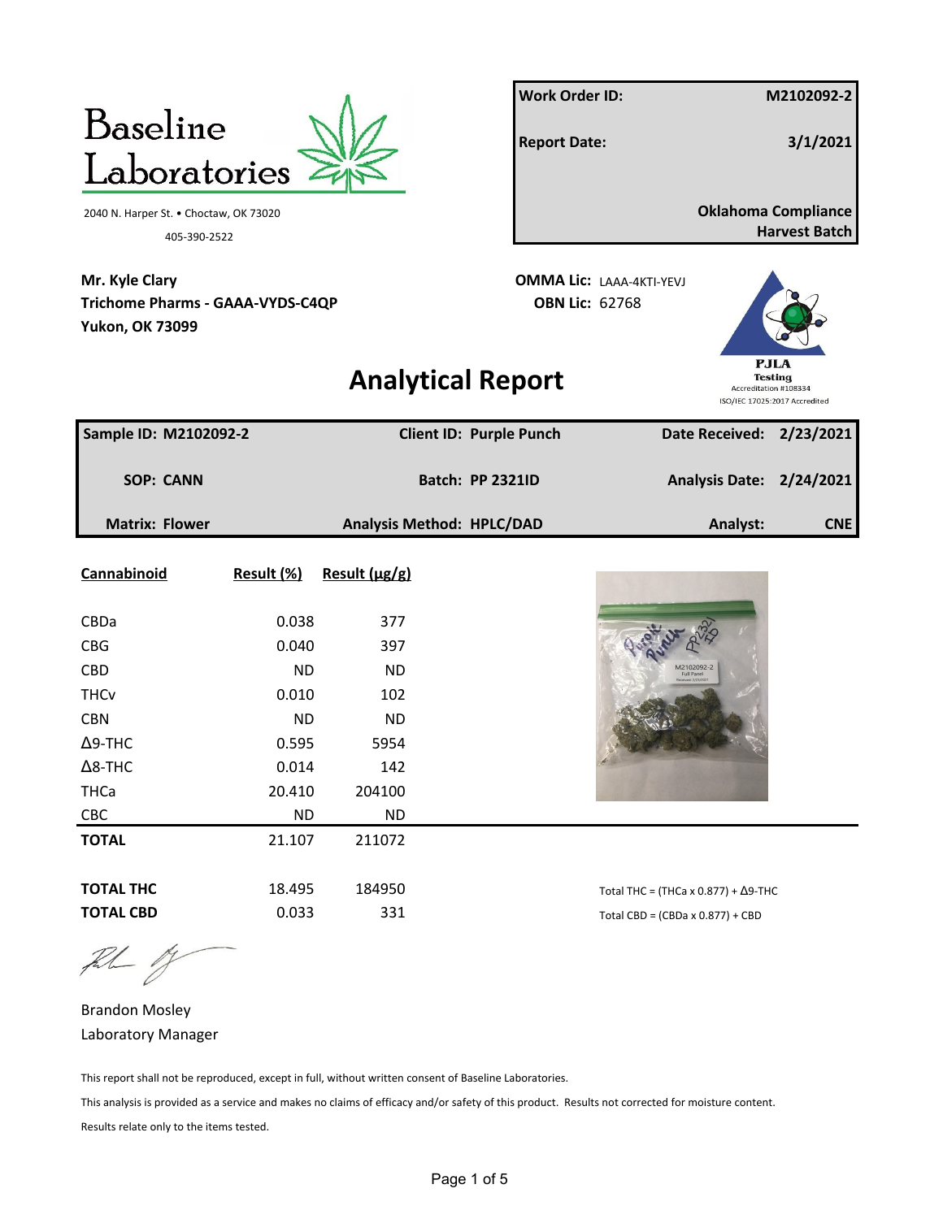# Baseline Laboratories

2040 N. Harper St. • Choctaw, OK 73020

405-390-2522

| | |
|---|---|
| **Work Order ID:** | **M2102092-2** |
| **Report Date:** | **3/1/2021** |
| | **Oklahoma Compliance Harvest Batch** |

**Mr. Kyle Clary**
**Trichome Pharms - GAAA-VYDS-C4QP**
**Yukon, OK 73099**

**OMMA Lic:** LAAA-4KTI-YEVJ
**OBN Lic:** 62768

PJLA Testing Accreditation #108334 ISO/IEC 17025:2017 Accredited

# Analytical Report

| | | |
|---|---|---|
| **Sample ID: M2102092-2** | **Client ID: Purple Punch** | **Date Received: 2/23/2021** |
| **SOP: CANN** | **Batch: PP 2321ID** | **Analysis Date: 2/24/2021** |
| **Matrix: Flower** | **Analysis Method: HPLC/DAD** | **Analyst: CNE** |

| Cannabinoid | Result (%) | Result (µg/g) |
|---|---|---|
| CBDa | 0.038 | 377 |
| CBG | 0.040 | 397 |
| CBD | ND | ND |
| THCv | 0.010 | 102 |
| CBN | ND | ND |
| Δ9-THC | 0.595 | 5954 |
| Δ8-THC | 0.014 | 142 |
| THCa | 20.410 | 204100 |
| CBC | ND | ND |
| **TOTAL** | 21.107 | 211072 |
| | | |
| **TOTAL THC** | 18.495 | 184950 |
| **TOTAL CBD** | 0.033 | 331 |

Total THC = (THCa x 0.877) + Δ9-THC

Total CBD = (CBDa x 0.877) + CBD

Brandon Mosley
Laboratory Manager

This report shall not be reproduced, except in full, without written consent of Baseline Laboratories.

This analysis is provided as a service and makes no claims of efficacy and/or safety of this product. Results not corrected for moisture content.

Results relate only to the items tested.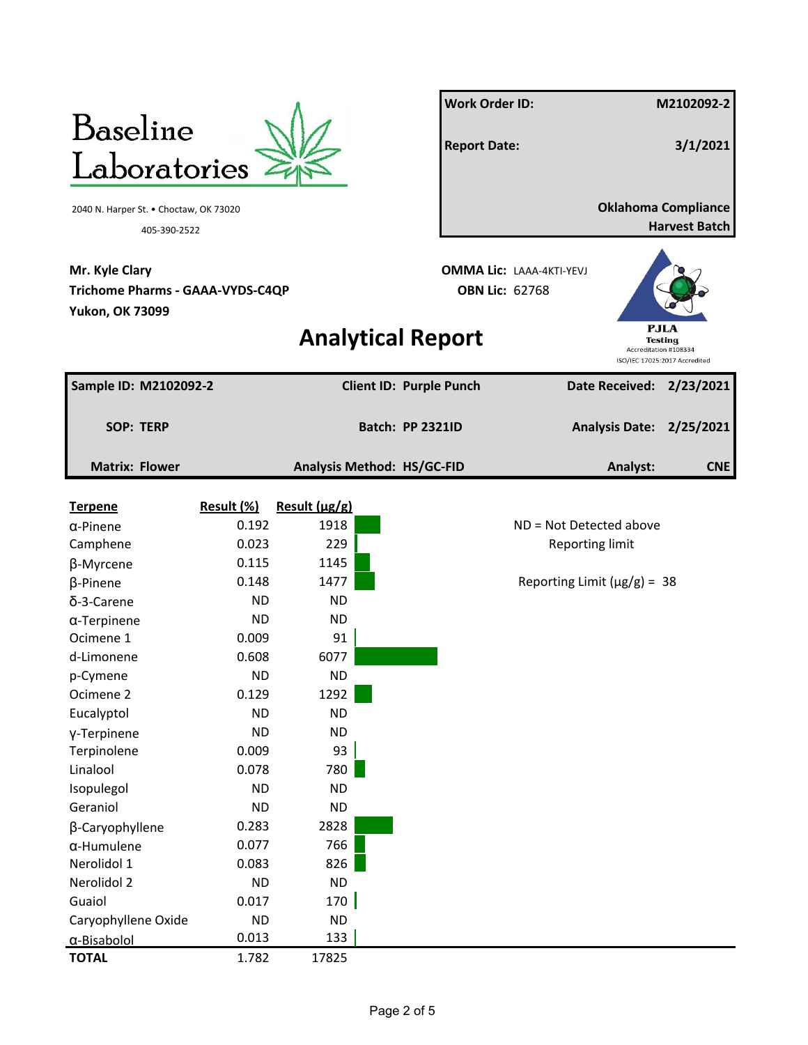Baseline Laboratories

2040 N. Harper St. • Choctaw, OK 73020

405-390-2522

| | |
|---|---|
| **Work Order ID:** | **M2102092-2** |
| **Report Date:** | **3/1/2021** |
| | **Oklahoma Compliance Harvest Batch** |

**Mr. Kyle Clary**
**Trichome Pharms - GAAA-VYDS-C4QP**
**Yukon, OK 73099**

**OMMA Lic:** LAAA-4KTI-YEVJ
**OBN Lic:** 62768

PJLA Testing
Accreditation #108334
ISO/IEC 17025:2017 Accredited

# Analytical Report

| | | |
|---|---|---|
| **Sample ID: M2102092-2** | **Client ID: Purple Punch** | **Date Received: 2/23/2021** |
| **SOP: TERP** | **Batch: PP 2321ID** | **Analysis Date: 2/25/2021** |
| **Matrix: Flower** | **Analysis Method: HS/GC-FID** | **Analyst: CNE** |

| Terpene | Result (%) | Result (µg/g) |
|---|---|---|
| α-Pinene | 0.192 | 1918 |
| Camphene | 0.023 | 229 |
| β-Myrcene | 0.115 | 1145 |
| β-Pinene | 0.148 | 1477 |
| δ-3-Carene | ND | ND |
| α-Terpinene | ND | ND |
| Ocimene 1 | 0.009 | 91 |
| d-Limonene | 0.608 | 6077 |
| p-Cymene | ND | ND |
| Ocimene 2 | 0.129 | 1292 |
| Eucalyptol | ND | ND |
| γ-Terpinene | ND | ND |
| Terpinolene | 0.009 | 93 |
| Linalool | 0.078 | 780 |
| Isopulegol | ND | ND |
| Geraniol | ND | ND |
| β-Caryophyllene | 0.283 | 2828 |
| α-Humulene | 0.077 | 766 |
| Nerolidol 1 | 0.083 | 826 |
| Nerolidol 2 | ND | ND |
| Guaiol | 0.017 | 170 |
| Caryophyllene Oxide | ND | ND |
| α-Bisabolol | 0.013 | 133 |
| **TOTAL** | 1.782 | 17825 |

ND = Not Detected above Reporting limit

Reporting Limit (µg/g) = 38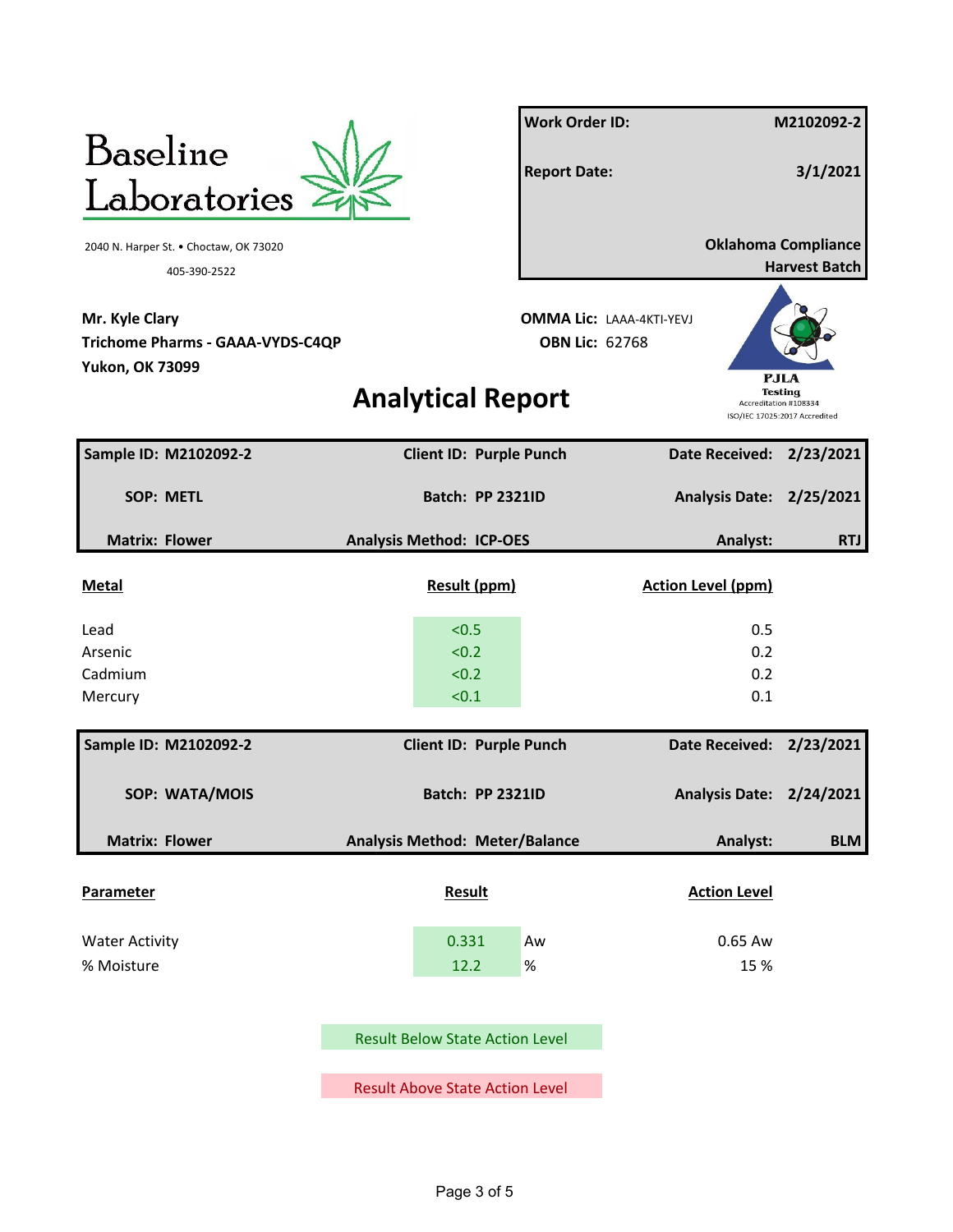Baseline Laboratories

2040 N. Harper St. • Choctaw, OK 73020

405-390-2522

| Work Order ID: | M2102092-2 |
| --- | --- |
| Report Date: | 3/1/2021 |
| | Oklahoma Compliance Harvest Batch |

**Mr. Kyle Clary**
**Trichome Pharms - GAAA-VYDS-C4QP**
**Yukon, OK 73099**

**OMMA Lic:** LAAA-4KTI-YEVJ
**OBN Lic:** 62768

PJLA Testing
Accreditation #108334
ISO/IEC 17025:2017 Accredited

# Analytical Report

| Sample ID: M2102092-2 | Client ID: Purple Punch | Date Received: 2/23/2021 |
| --- | --- | --- |
| SOP: METL | Batch: PP 2321ID | Analysis Date: 2/25/2021 |
| Matrix: Flower | Analysis Method: ICP-OES | Analyst: RTJ |

| Metal | Result (ppm) | Action Level (ppm) |
| --- | --- | --- |
| Lead | <0.5 | 0.5 |
| Arsenic | <0.2 | 0.2 |
| Cadmium | <0.2 | 0.2 |
| Mercury | <0.1 | 0.1 |

| Sample ID: M2102092-2 | Client ID: Purple Punch | Date Received: 2/23/2021 |
| --- | --- | --- |
| SOP: WATA/MOIS | Batch: PP 2321ID | Analysis Date: 2/24/2021 |
| Matrix: Flower | Analysis Method: Meter/Balance | Analyst: BLM |

| Parameter | Result | | Action Level |
| --- | --- | --- | --- |
| Water Activity | 0.331 | Aw | 0.65 Aw |
| % Moisture | 12.2 | % | 15 % |

Result Below State Action Level

Result Above State Action Level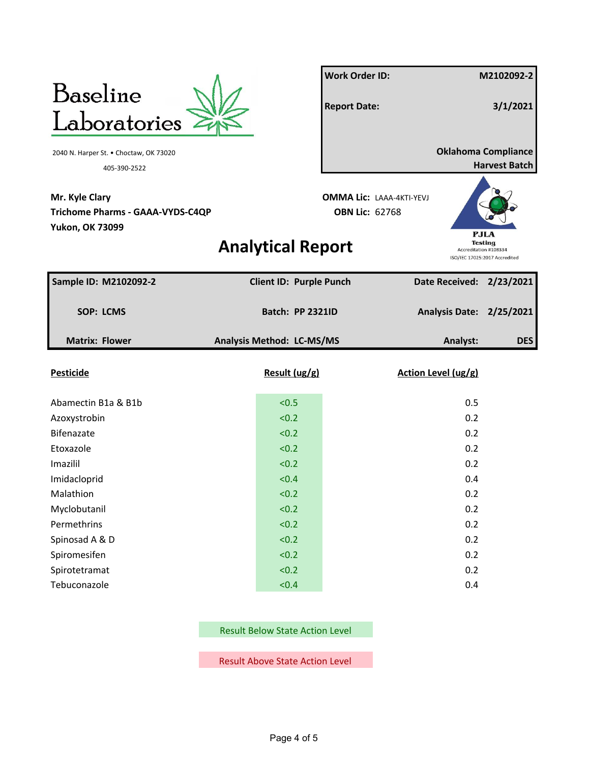Baseline Laboratories

2040 N. Harper St. • Choctaw, OK 73020

405-390-2522

| | |
|---|---|
| **Work Order ID:** | **M2102092-2** |
| **Report Date:** | **3/1/2021** |
| | **Oklahoma Compliance Harvest Batch** |

**Mr. Kyle Clary**
**Trichome Pharms - GAAA-VYDS-C4QP**
**Yukon, OK 73099**

**OMMA Lic:** LAAA-4KTI-YEVJ
**OBN Lic:** 62768

PJLA Testing
Accreditation #108334
ISO/IEC 17025:2017 Accredited

# Analytical Report

| | | |
|---|---|---|
| **Sample ID: M2102092-2** | **Client ID: Purple Punch** | **Date Received: 2/23/2021** |
| **SOP: LCMS** | **Batch: PP 2321ID** | **Analysis Date: 2/25/2021** |
| **Matrix: Flower** | **Analysis Method: LC-MS/MS** | **Analyst: DES** |

| Pesticide | Result (ug/g) | Action Level (ug/g) |
|---|---|---|
| Abamectin B1a & B1b | <0.5 | 0.5 |
| Azoxystrobin | <0.2 | 0.2 |
| Bifenazate | <0.2 | 0.2 |
| Etoxazole | <0.2 | 0.2 |
| Imazilil | <0.2 | 0.2 |
| Imidacloprid | <0.4 | 0.4 |
| Malathion | <0.2 | 0.2 |
| Myclobutanil | <0.2 | 0.2 |
| Permethrins | <0.2 | 0.2 |
| Spinosad A & D | <0.2 | 0.2 |
| Spiromesifen | <0.2 | 0.2 |
| Spirotetramat | <0.2 | 0.2 |
| Tebuconazole | <0.4 | 0.4 |

Result Below State Action Level

Result Above State Action Level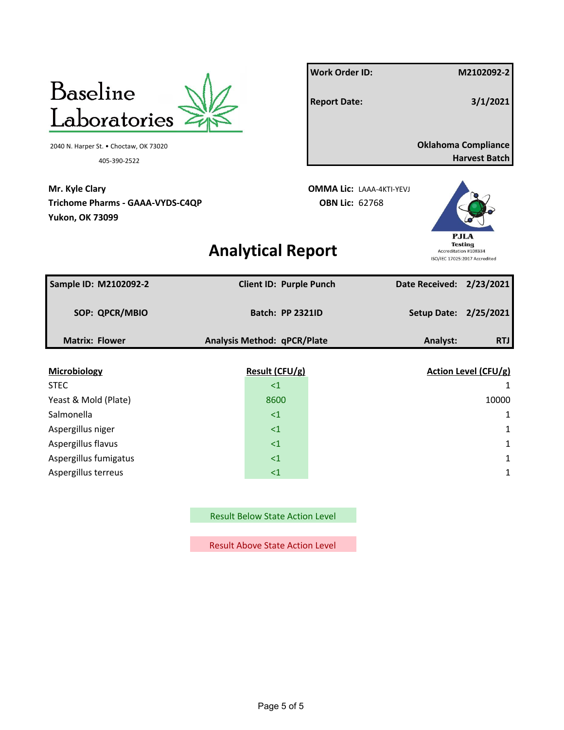Baseline Laboratories

2040 N. Harper St. • Choctaw, OK 73020

405-390-2522

| | |
|---|---|
| **Work Order ID:** | **M2102092-2** |
| **Report Date:** | **3/1/2021** |
| | **Oklahoma Compliance Harvest Batch** |

**Mr. Kyle Clary**
**Trichome Pharms - GAAA-VYDS-C4QP**
**Yukon, OK 73099**

**OMMA Lic:** LAAA-4KTI-YEVJ
**OBN Lic:** 62768

PJLA Testing
Accreditation #108334
ISO/IEC 17025:2017 Accredited

# Analytical Report

| | | |
|---|---|---|
| **Sample ID: M2102092-2** | **Client ID: Purple Punch** | **Date Received: 2/23/2021** |
| **SOP: QPCR/MBIO** | **Batch: PP 2321ID** | **Setup Date: 2/25/2021** |
| **Matrix: Flower** | **Analysis Method: qPCR/Plate** | **Analyst: RTJ** |

| Microbiology | Result (CFU/g) | Action Level (CFU/g) |
|---|---|---|
| STEC | <1 | 1 |
| Yeast & Mold (Plate) | 8600 | 10000 |
| Salmonella | <1 | 1 |
| Aspergillus niger | <1 | 1 |
| Aspergillus flavus | <1 | 1 |
| Aspergillus fumigatus | <1 | 1 |
| Aspergillus terreus | <1 | 1 |

Result Below State Action Level

Result Above State Action Level